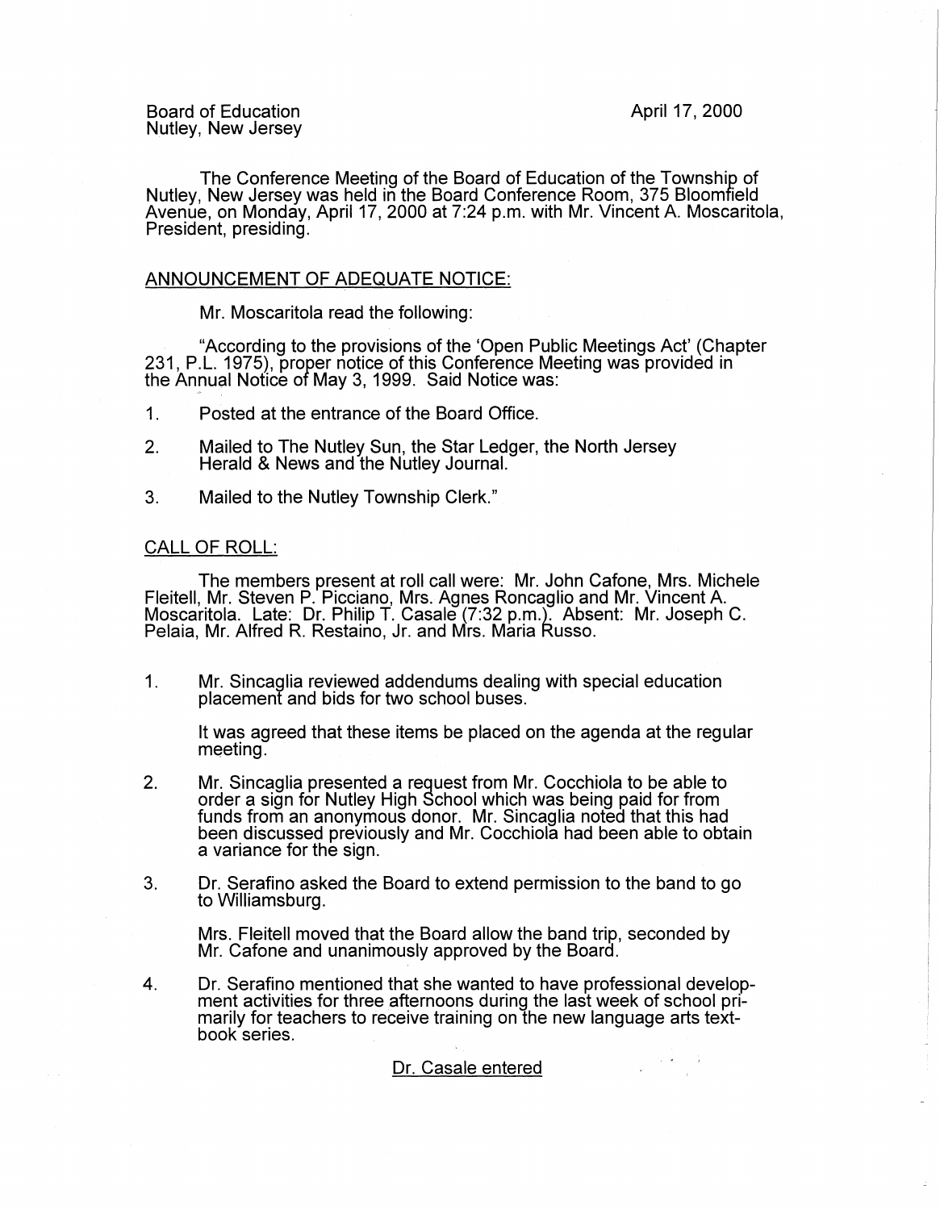Board of Education
Nutley, New Jersey

April 17, 2000

The Conference Meeting of the Board of Education of the Township of Nutley, New Jersey was held in the Board Conference Room, 375 Bloomfield Avenue, on Monday, April 17, 2000 at 7:24 p.m. with Mr. Vincent A. Moscaritola, President, presiding.

## ANNOUNCEMENT OF ADEQUATE NOTICE:

Mr. Moscaritola read the following:

"According to the provisions of the 'Open Public Meetings Act' (Chapter 231, P.L. 1975), proper notice of this Conference Meeting was provided in the Annual Notice of May 3, 1999. Said Notice was:

1. Posted at the entrance of the Board Office.
2. Mailed to The Nutley Sun, the Star Ledger, the North Jersey Herald & News and the Nutley Journal.
3. Mailed to the Nutley Township Clerk."

## CALL OF ROLL:

The members present at roll call were: Mr. John Cafone, Mrs. Michele Fleitell, Mr. Steven P. Picciano, Mrs. Agnes Roncaglio and Mr. Vincent A. Moscaritola. Late: Dr. Philip T. Casale (7:32 p.m.). Absent: Mr. Joseph C. Pelaia, Mr. Alfred R. Restaino, Jr. and Mrs. Maria Russo.

1. Mr. Sincaglia reviewed addendums dealing with special education placement and bids for two school buses.

   It was agreed that these items be placed on the agenda at the regular meeting.

2. Mr. Sincaglia presented a request from Mr. Cocchiola to be able to order a sign for Nutley High School which was being paid for from funds from an anonymous donor. Mr. Sincaglia noted that this had been discussed previously and Mr. Cocchiola had been able to obtain a variance for the sign.

3. Dr. Serafino asked the Board to extend permission to the band to go to Williamsburg.

   Mrs. Fleitell moved that the Board allow the band trip, seconded by Mr. Cafone and unanimously approved by the Board.

4. Dr. Serafino mentioned that she wanted to have professional development activities for three afternoons during the last week of school primarily for teachers to receive training on the new language arts textbook series.

Dr. Casale entered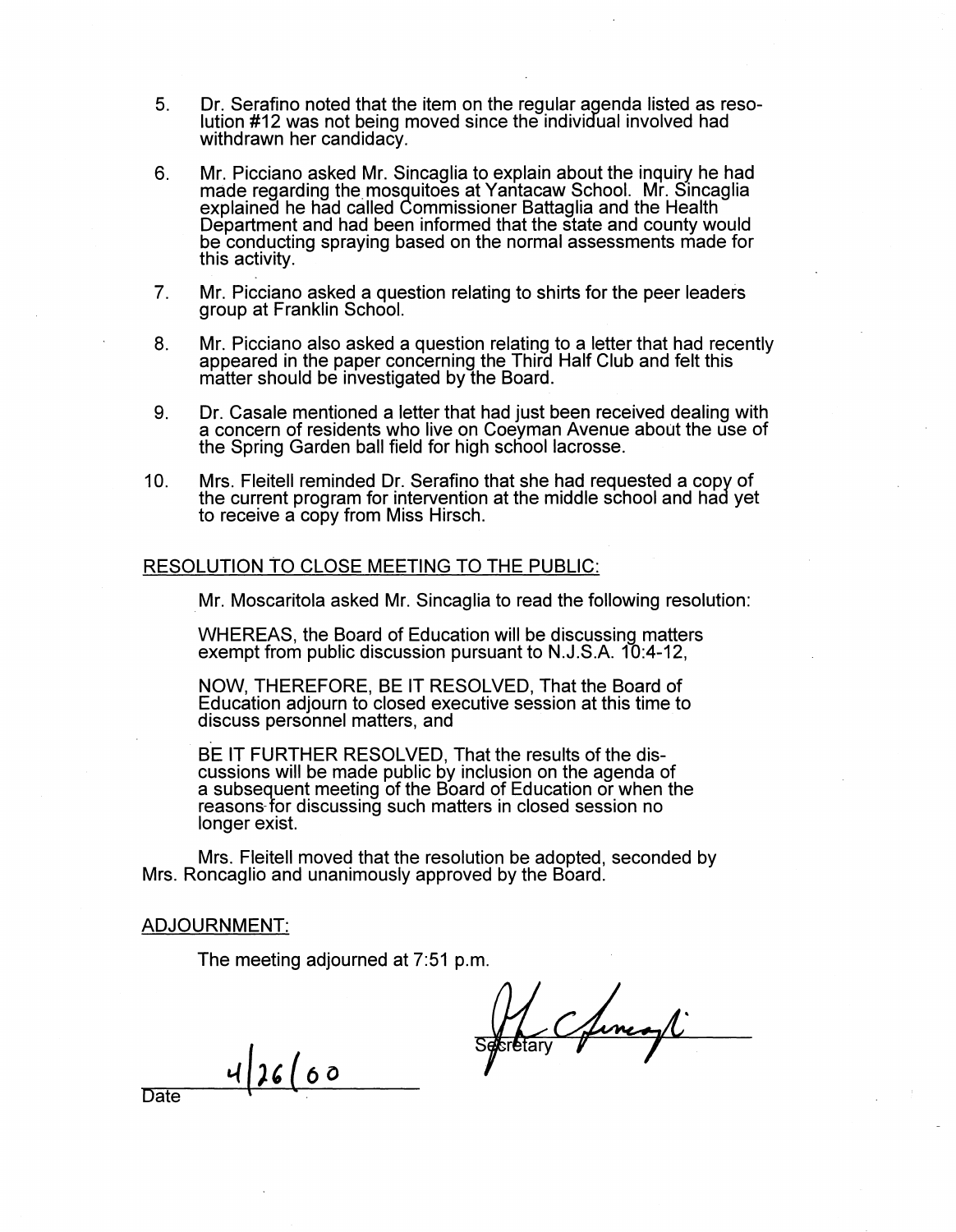5. Dr. Serafino noted that the item on the regular agenda listed as resolution #12 was not being moved since the individual involved had withdrawn her candidacy.

6. Mr. Picciano asked Mr. Sincaglia to explain about the inquiry he had made regarding the mosquitoes at Yantacaw School. Mr. Sincaglia explained he had called Commissioner Battaglia and the Health Department and had been informed that the state and county would be conducting spraying based on the normal assessments made for this activity.

7. Mr. Picciano asked a question relating to shirts for the peer leaders group at Franklin School.

8. Mr. Picciano also asked a question relating to a letter that had recently appeared in the paper concerning the Third Half Club and felt this matter should be investigated by the Board.

9. Dr. Casale mentioned a letter that had just been received dealing with a concern of residents who live on Coeyman Avenue about the use of the Spring Garden ball field for high school lacrosse.

10. Mrs. Fleitell reminded Dr. Serafino that she had requested a copy of the current program for intervention at the middle school and had yet to receive a copy from Miss Hirsch.

RESOLUTION TO CLOSE MEETING TO THE PUBLIC:

Mr. Moscaritola asked Mr. Sincaglia to read the following resolution:

WHEREAS, the Board of Education will be discussing matters exempt from public discussion pursuant to N.J.S.A. 10:4-12,

NOW, THEREFORE, BE IT RESOLVED, That the Board of Education adjourn to closed executive session at this time to discuss personnel matters, and

BE IT FURTHER RESOLVED, That the results of the discussions will be made public by inclusion on the agenda of a subsequent meeting of the Board of Education or when the reasons for discussing such matters in closed session no longer exist.

Mrs. Fleitell moved that the resolution be adopted, seconded by Mrs. Roncaglio and unanimously approved by the Board.

ADJOURNMENT:

The meeting adjourned at 7:51 p.m.

Date 4/26/00

Secretary